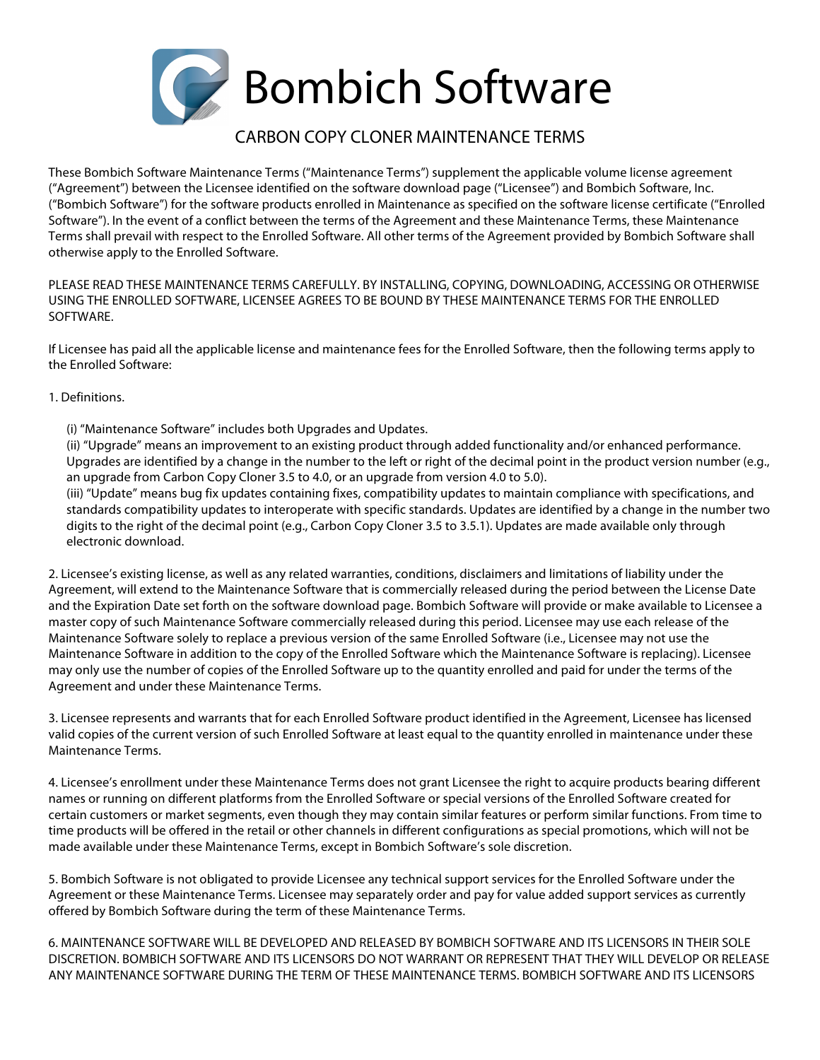# Bombich Software

## CARBON COPY CLONER MAINTENANCE TERMS

These Bombich Software Maintenance Terms ("Maintenance Terms") supplement the applicable volume license agreement ("Agreement") between the Licensee identified on the software download page ("Licensee") and Bombich Software, Inc. ("Bombich Software") for the software products enrolled in Maintenance as specified on the software license certificate ("Enrolled Software"). In the event of a conflict between the terms of the Agreement and these Maintenance Terms, these Maintenance Terms shall prevail with respect to the Enrolled Software. All other terms of the Agreement provided by Bombich Software shall otherwise apply to the Enrolled Software.

PLEASE READ THESE MAINTENANCE TERMS CAREFULLY. BY INSTALLING, COPYING, DOWNLOADING, ACCESSING OR OTHERWISE USING THE ENROLLED SOFTWARE, LICENSEE AGREES TO BE BOUND BY THESE MAINTENANCE TERMS FOR THE ENROLLED SOFTWARE.

If Licensee has paid all the applicable license and maintenance fees for the Enrolled Software, then the following terms apply to the Enrolled Software:

1. Definitions.

   (i) "Maintenance Software" includes both Upgrades and Updates.
   (ii) "Upgrade" means an improvement to an existing product through added functionality and/or enhanced performance. Upgrades are identified by a change in the number to the left or right of the decimal point in the product version number (e.g., an upgrade from Carbon Copy Cloner 3.5 to 4.0, or an upgrade from version 4.0 to 5.0).
   (iii) "Update" means bug fix updates containing fixes, compatibility updates to maintain compliance with specifications, and standards compatibility updates to interoperate with specific standards. Updates are identified by a change in the number two digits to the right of the decimal point (e.g., Carbon Copy Cloner 3.5 to 3.5.1). Updates are made available only through electronic download.

2. Licensee's existing license, as well as any related warranties, conditions, disclaimers and limitations of liability under the Agreement, will extend to the Maintenance Software that is commercially released during the period between the License Date and the Expiration Date set forth on the software download page. Bombich Software will provide or make available to Licensee a master copy of such Maintenance Software commercially released during this period. Licensee may use each release of the Maintenance Software solely to replace a previous version of the same Enrolled Software (i.e., Licensee may not use the Maintenance Software in addition to the copy of the Enrolled Software which the Maintenance Software is replacing). Licensee may only use the number of copies of the Enrolled Software up to the quantity enrolled and paid for under the terms of the Agreement and under these Maintenance Terms.

3. Licensee represents and warrants that for each Enrolled Software product identified in the Agreement, Licensee has licensed valid copies of the current version of such Enrolled Software at least equal to the quantity enrolled in maintenance under these Maintenance Terms.

4. Licensee's enrollment under these Maintenance Terms does not grant Licensee the right to acquire products bearing different names or running on different platforms from the Enrolled Software or special versions of the Enrolled Software created for certain customers or market segments, even though they may contain similar features or perform similar functions. From time to time products will be offered in the retail or other channels in different configurations as special promotions, which will not be made available under these Maintenance Terms, except in Bombich Software's sole discretion.

5. Bombich Software is not obligated to provide Licensee any technical support services for the Enrolled Software under the Agreement or these Maintenance Terms. Licensee may separately order and pay for value added support services as currently offered by Bombich Software during the term of these Maintenance Terms.

6. MAINTENANCE SOFTWARE WILL BE DEVELOPED AND RELEASED BY BOMBICH SOFTWARE AND ITS LICENSORS IN THEIR SOLE DISCRETION. BOMBICH SOFTWARE AND ITS LICENSORS DO NOT WARRANT OR REPRESENT THAT THEY WILL DEVELOP OR RELEASE ANY MAINTENANCE SOFTWARE DURING THE TERM OF THESE MAINTENANCE TERMS. BOMBICH SOFTWARE AND ITS LICENSORS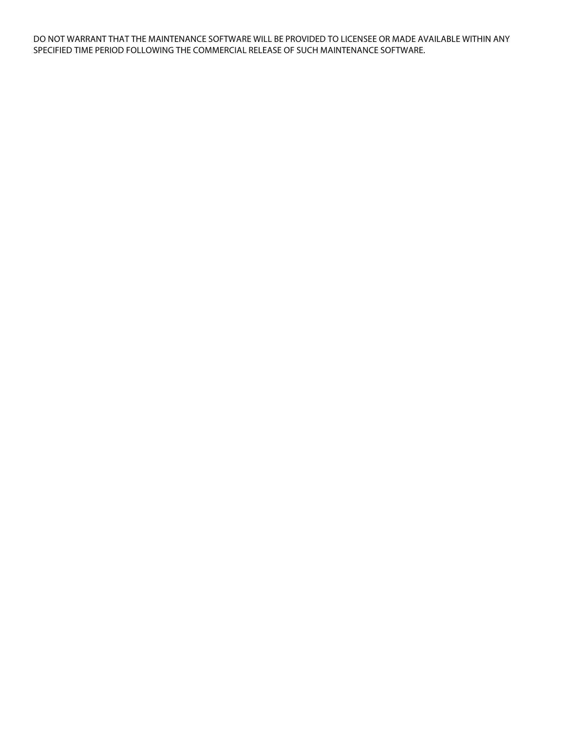DO NOT WARRANT THAT THE MAINTENANCE SOFTWARE WILL BE PROVIDED TO LICENSEE OR MADE AVAILABLE WITHIN ANY SPECIFIED TIME PERIOD FOLLOWING THE COMMERCIAL RELEASE OF SUCH MAINTENANCE SOFTWARE.